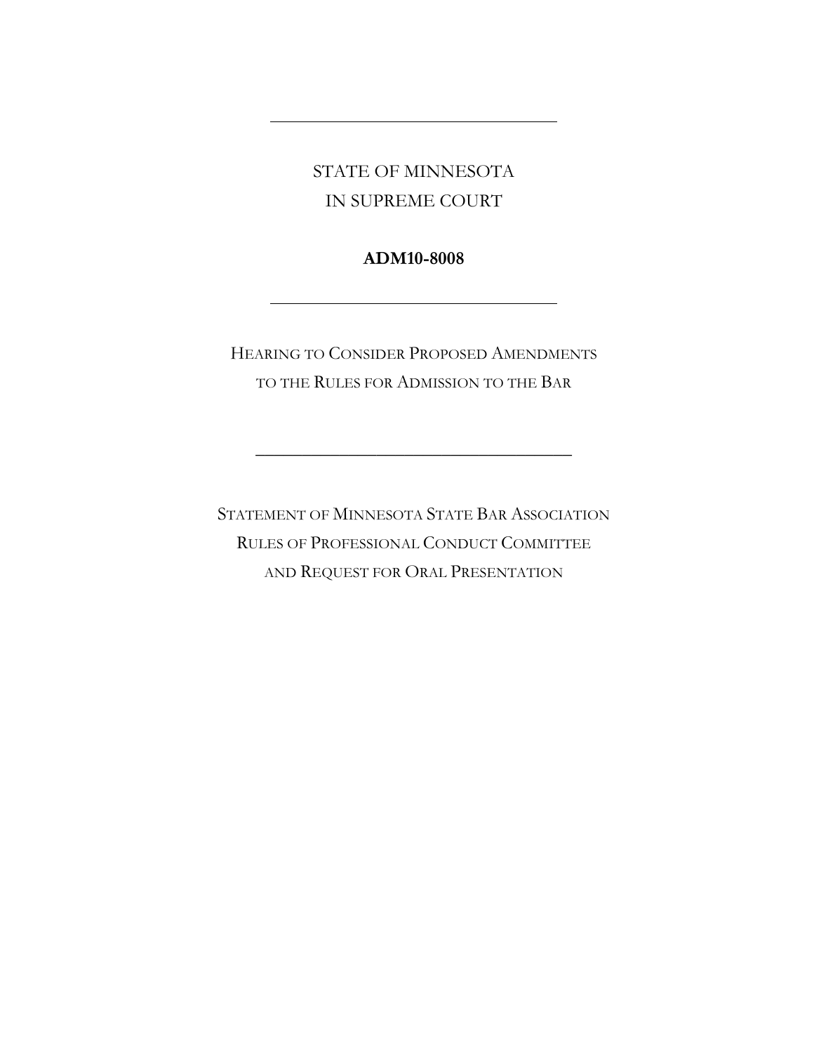---

STATE OF MINNESOTA
IN SUPREME COURT

**ADM10-8008**

---

HEARING TO CONSIDER PROPOSED AMENDMENTS TO THE RULES FOR ADMISSION TO THE BAR

---

STATEMENT OF MINNESOTA STATE BAR ASSOCIATION RULES OF PROFESSIONAL CONDUCT COMMITTEE AND REQUEST FOR ORAL PRESENTATION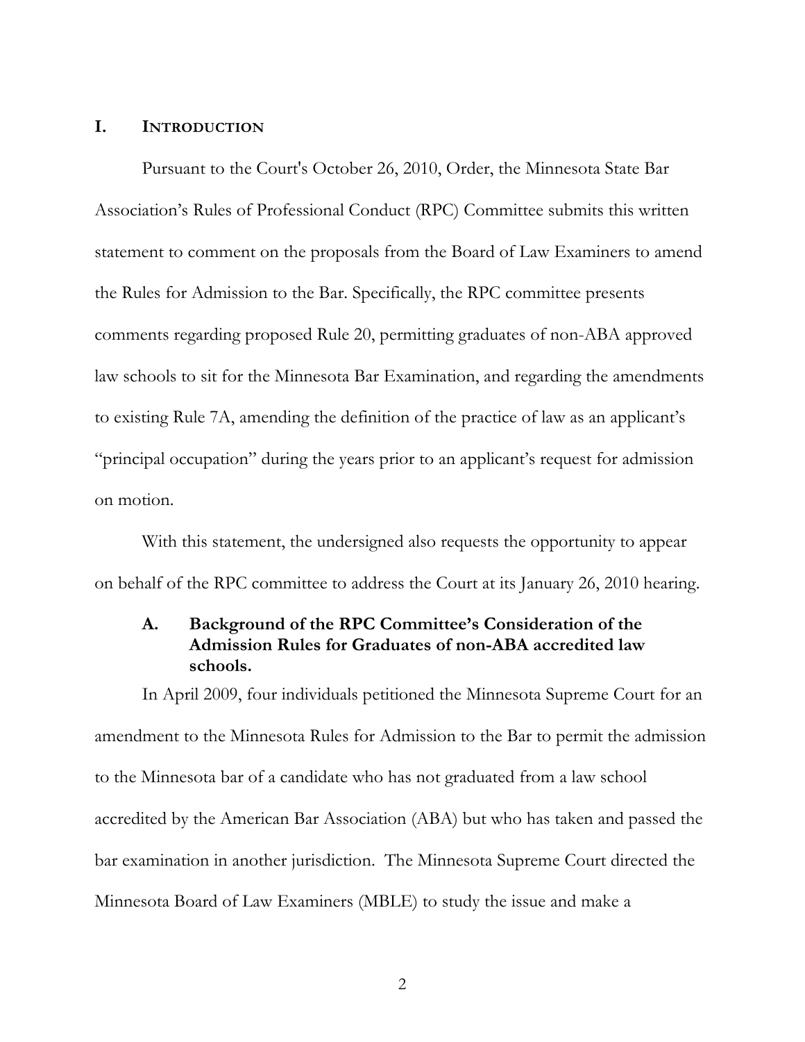## I. INTRODUCTION

Pursuant to the Court's October 26, 2010, Order, the Minnesota State Bar Association's Rules of Professional Conduct (RPC) Committee submits this written statement to comment on the proposals from the Board of Law Examiners to amend the Rules for Admission to the Bar. Specifically, the RPC committee presents comments regarding proposed Rule 20, permitting graduates of non-ABA approved law schools to sit for the Minnesota Bar Examination, and regarding the amendments to existing Rule 7A, amending the definition of the practice of law as an applicant's "principal occupation" during the years prior to an applicant's request for admission on motion.

With this statement, the undersigned also requests the opportunity to appear on behalf of the RPC committee to address the Court at its January 26, 2010 hearing.

### A. Background of the RPC Committee's Consideration of the Admission Rules for Graduates of non-ABA accredited law schools.

In April 2009, four individuals petitioned the Minnesota Supreme Court for an amendment to the Minnesota Rules for Admission to the Bar to permit the admission to the Minnesota bar of a candidate who has not graduated from a law school accredited by the American Bar Association (ABA) but who has taken and passed the bar examination in another jurisdiction. The Minnesota Supreme Court directed the Minnesota Board of Law Examiners (MBLE) to study the issue and make a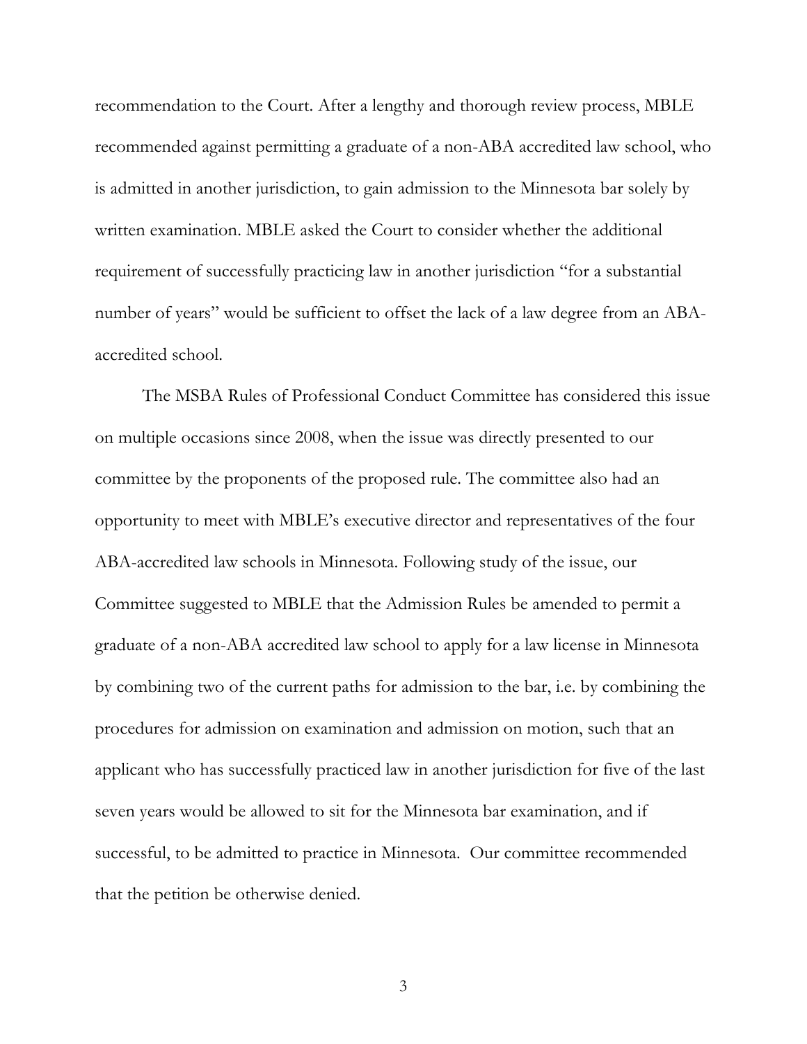recommendation to the Court. After a lengthy and thorough review process, MBLE recommended against permitting a graduate of a non-ABA accredited law school, who is admitted in another jurisdiction, to gain admission to the Minnesota bar solely by written examination. MBLE asked the Court to consider whether the additional requirement of successfully practicing law in another jurisdiction "for a substantial number of years" would be sufficient to offset the lack of a law degree from an ABA-accredited school.

The MSBA Rules of Professional Conduct Committee has considered this issue on multiple occasions since 2008, when the issue was directly presented to our committee by the proponents of the proposed rule. The committee also had an opportunity to meet with MBLE's executive director and representatives of the four ABA-accredited law schools in Minnesota. Following study of the issue, our Committee suggested to MBLE that the Admission Rules be amended to permit a graduate of a non-ABA accredited law school to apply for a law license in Minnesota by combining two of the current paths for admission to the bar, i.e. by combining the procedures for admission on examination and admission on motion, such that an applicant who has successfully practiced law in another jurisdiction for five of the last seven years would be allowed to sit for the Minnesota bar examination, and if successful, to be admitted to practice in Minnesota. Our committee recommended that the petition be otherwise denied.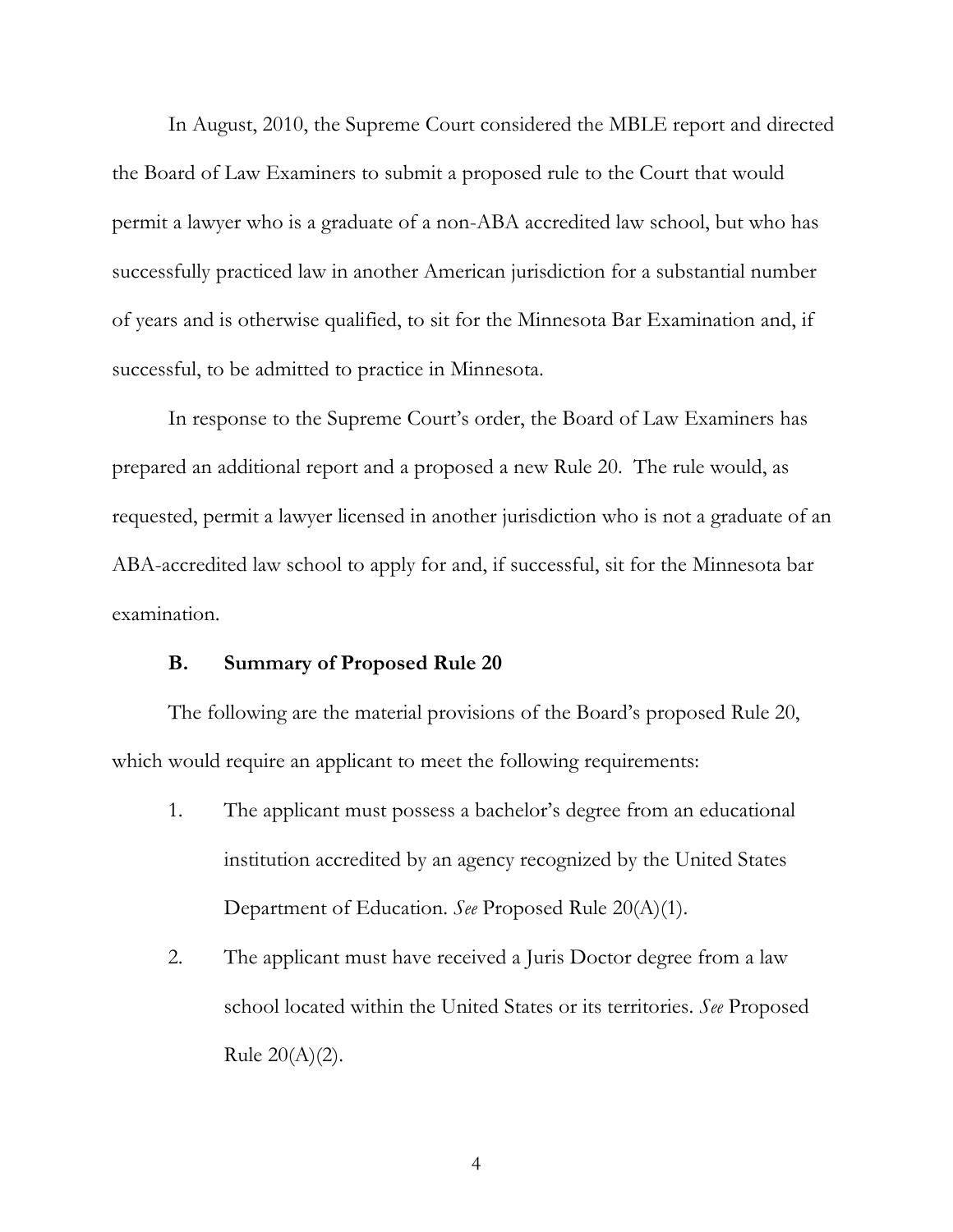In August, 2010, the Supreme Court considered the MBLE report and directed the Board of Law Examiners to submit a proposed rule to the Court that would permit a lawyer who is a graduate of a non-ABA accredited law school, but who has successfully practiced law in another American jurisdiction for a substantial number of years and is otherwise qualified, to sit for the Minnesota Bar Examination and, if successful, to be admitted to practice in Minnesota.

In response to the Supreme Court's order, the Board of Law Examiners has prepared an additional report and a proposed a new Rule 20. The rule would, as requested, permit a lawyer licensed in another jurisdiction who is not a graduate of an ABA-accredited law school to apply for and, if successful, sit for the Minnesota bar examination.

### B. Summary of Proposed Rule 20

The following are the material provisions of the Board's proposed Rule 20, which would require an applicant to meet the following requirements:

1. The applicant must possess a bachelor's degree from an educational institution accredited by an agency recognized by the United States Department of Education. *See* Proposed Rule 20(A)(1).
2. The applicant must have received a Juris Doctor degree from a law school located within the United States or its territories. *See* Proposed Rule 20(A)(2).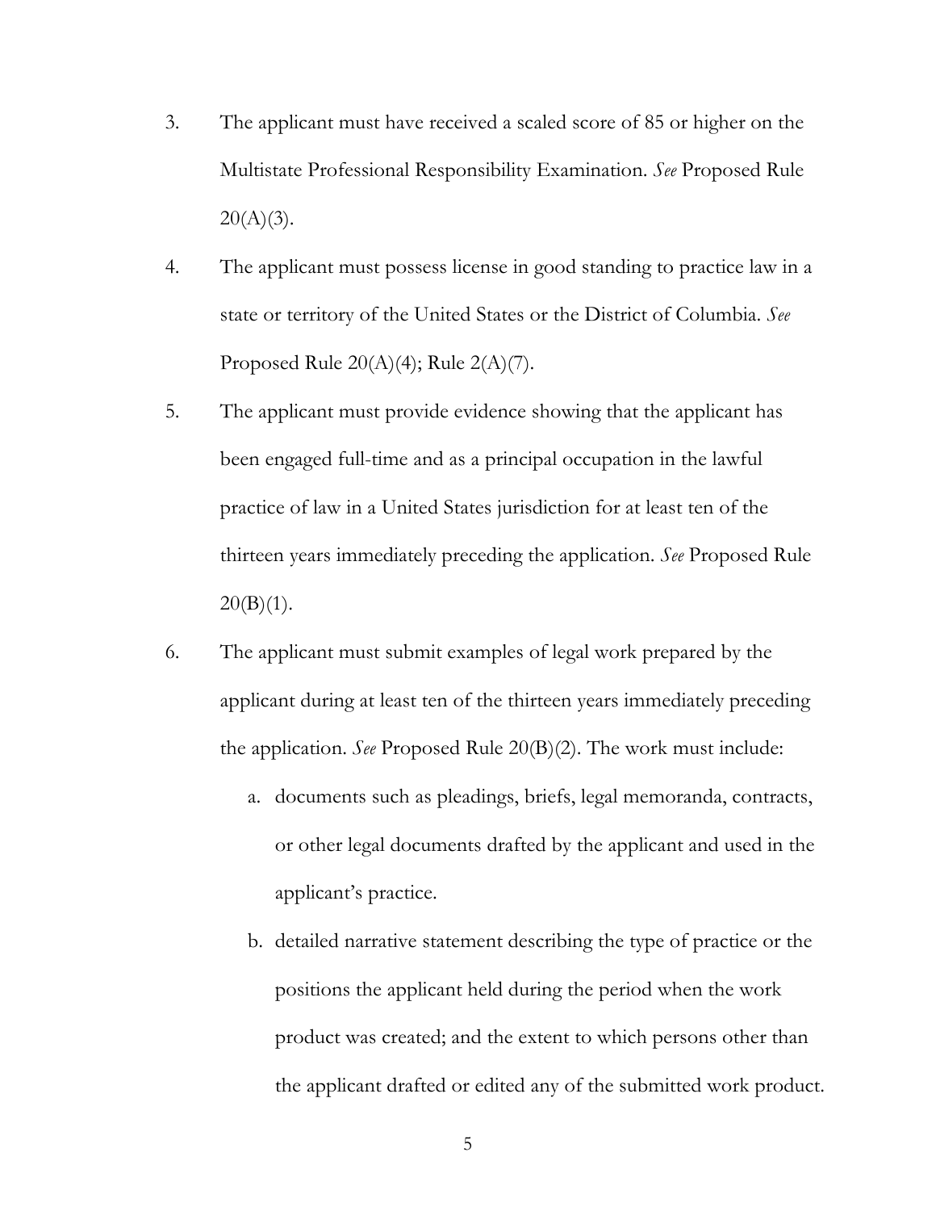3. The applicant must have received a scaled score of 85 or higher on the Multistate Professional Responsibility Examination. *See* Proposed Rule 20(A)(3).

4. The applicant must possess license in good standing to practice law in a state or territory of the United States or the District of Columbia. *See* Proposed Rule 20(A)(4); Rule 2(A)(7).

5. The applicant must provide evidence showing that the applicant has been engaged full-time and as a principal occupation in the lawful practice of law in a United States jurisdiction for at least ten of the thirteen years immediately preceding the application. *See* Proposed Rule 20(B)(1).

6. The applicant must submit examples of legal work prepared by the applicant during at least ten of the thirteen years immediately preceding the application. *See* Proposed Rule 20(B)(2). The work must include:

   a. documents such as pleadings, briefs, legal memoranda, contracts, or other legal documents drafted by the applicant and used in the applicant's practice.

   b. detailed narrative statement describing the type of practice or the positions the applicant held during the period when the work product was created; and the extent to which persons other than the applicant drafted or edited any of the submitted work product.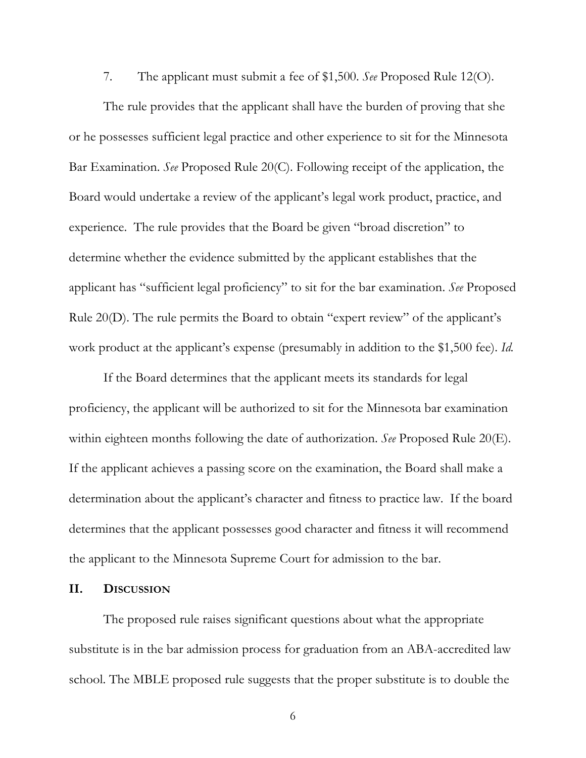7. The applicant must submit a fee of $1,500. *See* Proposed Rule 12(O).

The rule provides that the applicant shall have the burden of proving that she or he possesses sufficient legal practice and other experience to sit for the Minnesota Bar Examination. *See* Proposed Rule 20(C). Following receipt of the application, the Board would undertake a review of the applicant's legal work product, practice, and experience. The rule provides that the Board be given "broad discretion" to determine whether the evidence submitted by the applicant establishes that the applicant has "sufficient legal proficiency" to sit for the bar examination. *See* Proposed Rule 20(D). The rule permits the Board to obtain "expert review" of the applicant's work product at the applicant's expense (presumably in addition to the $1,500 fee). *Id.*

If the Board determines that the applicant meets its standards for legal proficiency, the applicant will be authorized to sit for the Minnesota bar examination within eighteen months following the date of authorization. *See* Proposed Rule 20(E). If the applicant achieves a passing score on the examination, the Board shall make a determination about the applicant's character and fitness to practice law. If the board determines that the applicant possesses good character and fitness it will recommend the applicant to the Minnesota Supreme Court for admission to the bar.

## II. DISCUSSION

The proposed rule raises significant questions about what the appropriate substitute is in the bar admission process for graduation from an ABA-accredited law school. The MBLE proposed rule suggests that the proper substitute is to double the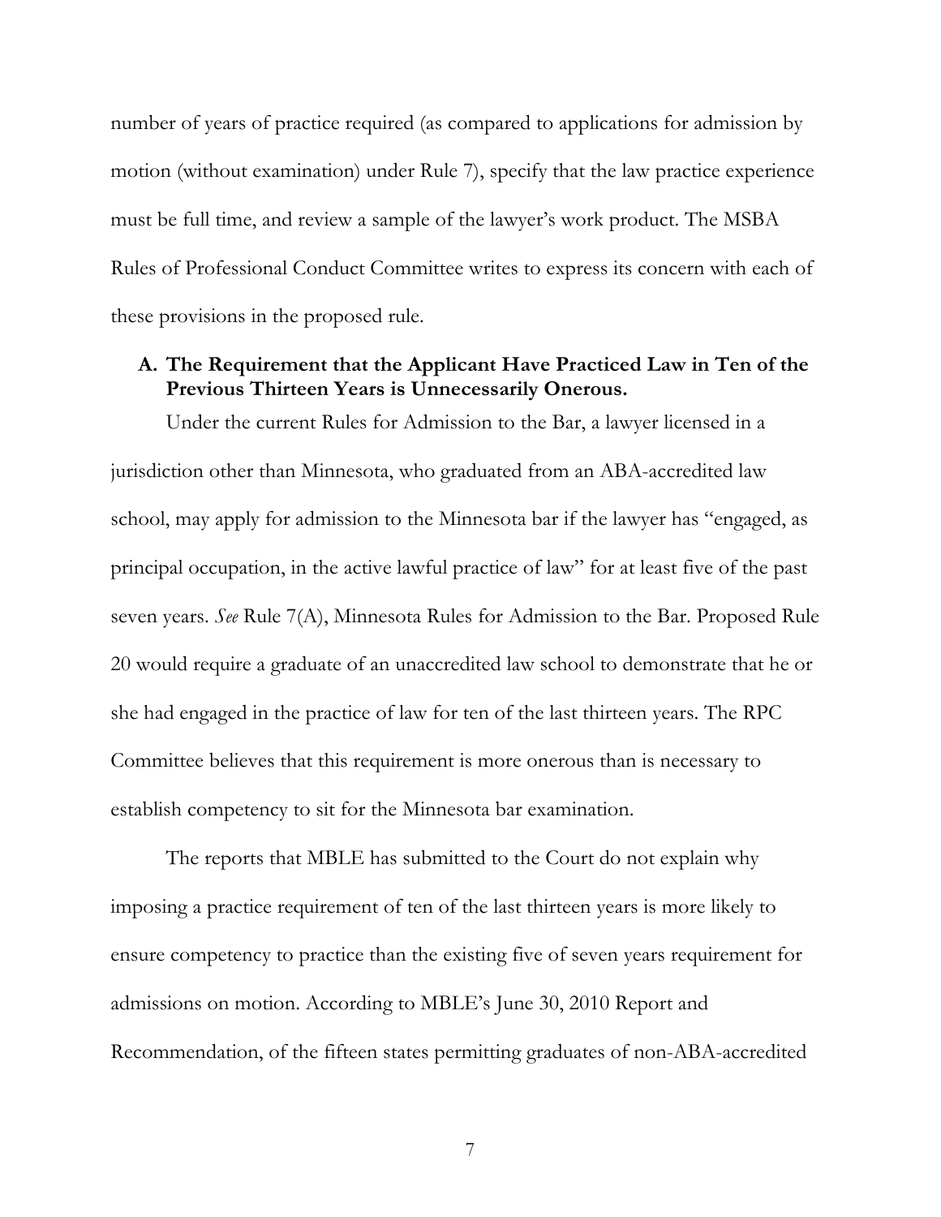number of years of practice required (as compared to applications for admission by motion (without examination) under Rule 7), specify that the law practice experience must be full time, and review a sample of the lawyer's work product. The MSBA Rules of Professional Conduct Committee writes to express its concern with each of these provisions in the proposed rule.

### A. The Requirement that the Applicant Have Practiced Law in Ten of the Previous Thirteen Years is Unnecessarily Onerous.

Under the current Rules for Admission to the Bar, a lawyer licensed in a jurisdiction other than Minnesota, who graduated from an ABA-accredited law school, may apply for admission to the Minnesota bar if the lawyer has "engaged, as principal occupation, in the active lawful practice of law" for at least five of the past seven years. *See* Rule 7(A), Minnesota Rules for Admission to the Bar. Proposed Rule 20 would require a graduate of an unaccredited law school to demonstrate that he or she had engaged in the practice of law for ten of the last thirteen years. The RPC Committee believes that this requirement is more onerous than is necessary to establish competency to sit for the Minnesota bar examination.

The reports that MBLE has submitted to the Court do not explain why imposing a practice requirement of ten of the last thirteen years is more likely to ensure competency to practice than the existing five of seven years requirement for admissions on motion. According to MBLE's June 30, 2010 Report and Recommendation, of the fifteen states permitting graduates of non-ABA-accredited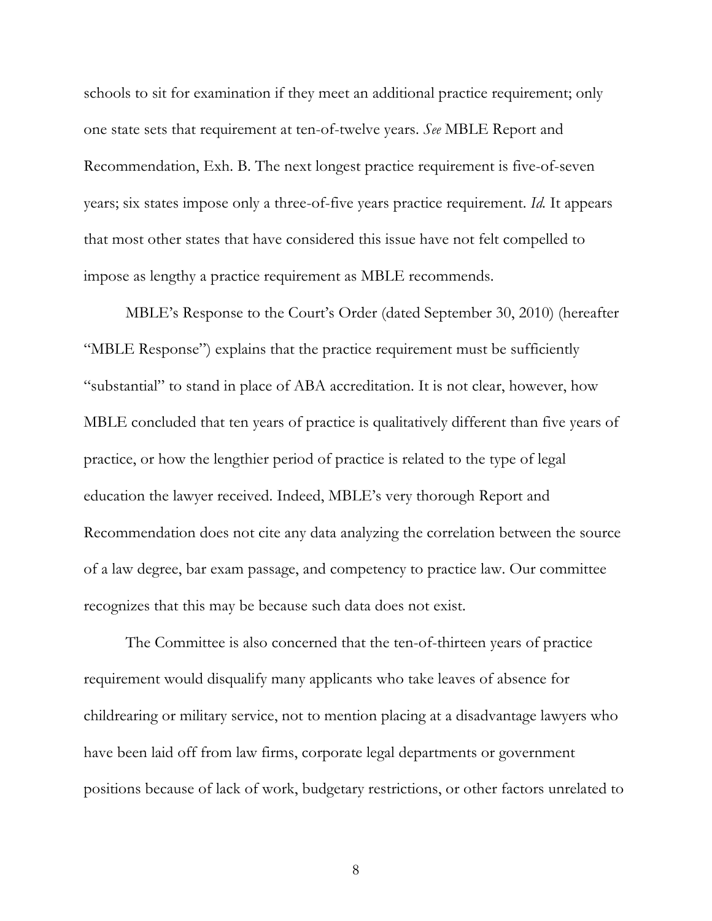schools to sit for examination if they meet an additional practice requirement; only one state sets that requirement at ten-of-twelve years. *See* MBLE Report and Recommendation, Exh. B. The next longest practice requirement is five-of-seven years; six states impose only a three-of-five years practice requirement. *Id.* It appears that most other states that have considered this issue have not felt compelled to impose as lengthy a practice requirement as MBLE recommends.

MBLE's Response to the Court's Order (dated September 30, 2010) (hereafter "MBLE Response") explains that the practice requirement must be sufficiently "substantial" to stand in place of ABA accreditation. It is not clear, however, how MBLE concluded that ten years of practice is qualitatively different than five years of practice, or how the lengthier period of practice is related to the type of legal education the lawyer received. Indeed, MBLE's very thorough Report and Recommendation does not cite any data analyzing the correlation between the source of a law degree, bar exam passage, and competency to practice law. Our committee recognizes that this may be because such data does not exist.

The Committee is also concerned that the ten-of-thirteen years of practice requirement would disqualify many applicants who take leaves of absence for childrearing or military service, not to mention placing at a disadvantage lawyers who have been laid off from law firms, corporate legal departments or government positions because of lack of work, budgetary restrictions, or other factors unrelated to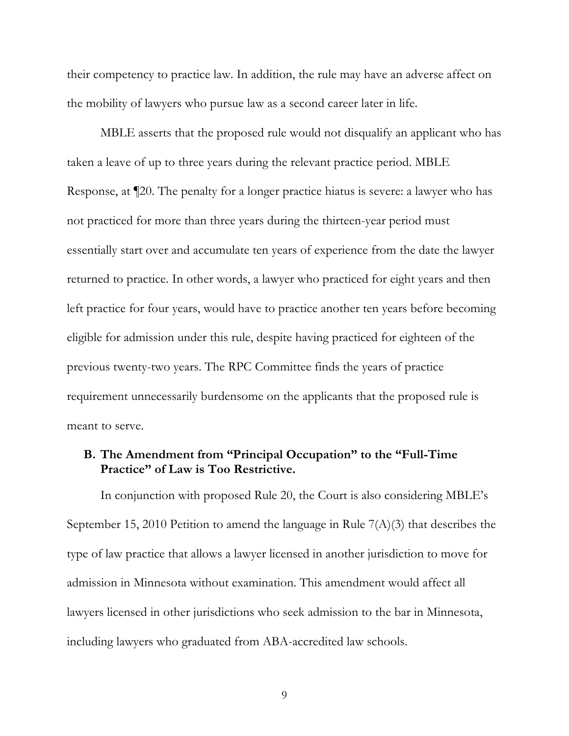their competency to practice law. In addition, the rule may have an adverse affect on the mobility of lawyers who pursue law as a second career later in life.

MBLE asserts that the proposed rule would not disqualify an applicant who has taken a leave of up to three years during the relevant practice period. MBLE Response, at ¶20. The penalty for a longer practice hiatus is severe: a lawyer who has not practiced for more than three years during the thirteen-year period must essentially start over and accumulate ten years of experience from the date the lawyer returned to practice. In other words, a lawyer who practiced for eight years and then left practice for four years, would have to practice another ten years before becoming eligible for admission under this rule, despite having practiced for eighteen of the previous twenty-two years. The RPC Committee finds the years of practice requirement unnecessarily burdensome on the applicants that the proposed rule is meant to serve.

### B. The Amendment from "Principal Occupation" to the "Full-Time Practice" of Law is Too Restrictive.

In conjunction with proposed Rule 20, the Court is also considering MBLE's September 15, 2010 Petition to amend the language in Rule 7(A)(3) that describes the type of law practice that allows a lawyer licensed in another jurisdiction to move for admission in Minnesota without examination. This amendment would affect all lawyers licensed in other jurisdictions who seek admission to the bar in Minnesota, including lawyers who graduated from ABA-accredited law schools.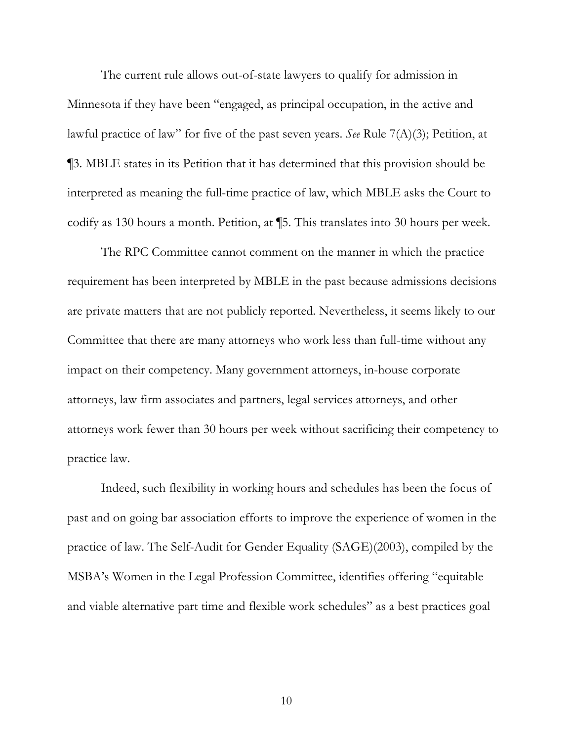The current rule allows out-of-state lawyers to qualify for admission in Minnesota if they have been "engaged, as principal occupation, in the active and lawful practice of law" for five of the past seven years. *See* Rule 7(A)(3); Petition, at ¶3. MBLE states in its Petition that it has determined that this provision should be interpreted as meaning the full-time practice of law, which MBLE asks the Court to codify as 130 hours a month. Petition, at ¶5. This translates into 30 hours per week.

The RPC Committee cannot comment on the manner in which the practice requirement has been interpreted by MBLE in the past because admissions decisions are private matters that are not publicly reported. Nevertheless, it seems likely to our Committee that there are many attorneys who work less than full-time without any impact on their competency. Many government attorneys, in-house corporate attorneys, law firm associates and partners, legal services attorneys, and other attorneys work fewer than 30 hours per week without sacrificing their competency to practice law.

Indeed, such flexibility in working hours and schedules has been the focus of past and on going bar association efforts to improve the experience of women in the practice of law. The Self-Audit for Gender Equality (SAGE)(2003), compiled by the MSBA's Women in the Legal Profession Committee, identifies offering "equitable and viable alternative part time and flexible work schedules" as a best practices goal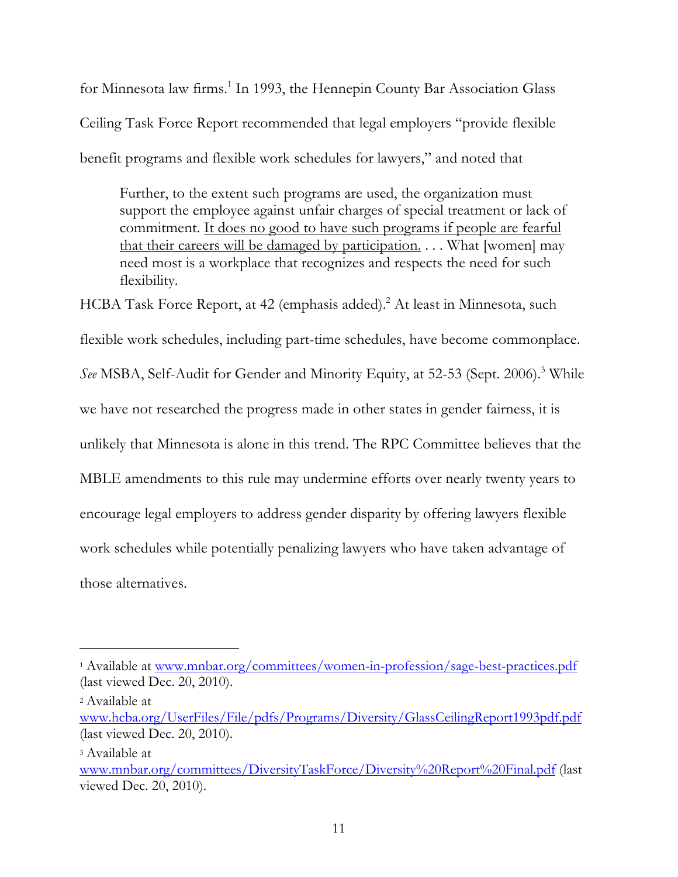for Minnesota law firms.[1] In 1993, the Hennepin County Bar Association Glass Ceiling Task Force Report recommended that legal employers "provide flexible benefit programs and flexible work schedules for lawyers," and noted that

> Further, to the extent such programs are used, the organization must support the employee against unfair charges of special treatment or lack of commitment. <u>It does no good to have such programs if people are fearful that their careers will be damaged by participation.</u> . . . What [women] may need most is a workplace that recognizes and respects the need for such flexibility.

HCBA Task Force Report, at 42 (emphasis added).[2] At least in Minnesota, such flexible work schedules, including part-time schedules, have become commonplace. *See* MSBA, Self-Audit for Gender and Minority Equity, at 52-53 (Sept. 2006).[3] While we have not researched the progress made in other states in gender fairness, it is unlikely that Minnesota is alone in this trend. The RPC Committee believes that the MBLE amendments to this rule may undermine efforts over nearly twenty years to encourage legal employers to address gender disparity by offering lawyers flexible work schedules while potentially penalizing lawyers who have taken advantage of those alternatives.

---

[1] Available at www.mnbar.org/committees/women-in-profession/sage-best-practices.pdf (last viewed Dec. 20, 2010).

[2] Available at www.hcba.org/UserFiles/File/pdfs/Programs/Diversity/GlassCeilingReport1993pdf.pdf (last viewed Dec. 20, 2010).

[3] Available at www.mnbar.org/committees/DiversityTaskForce/Diversity%20Report%20Final.pdf (last viewed Dec. 20, 2010).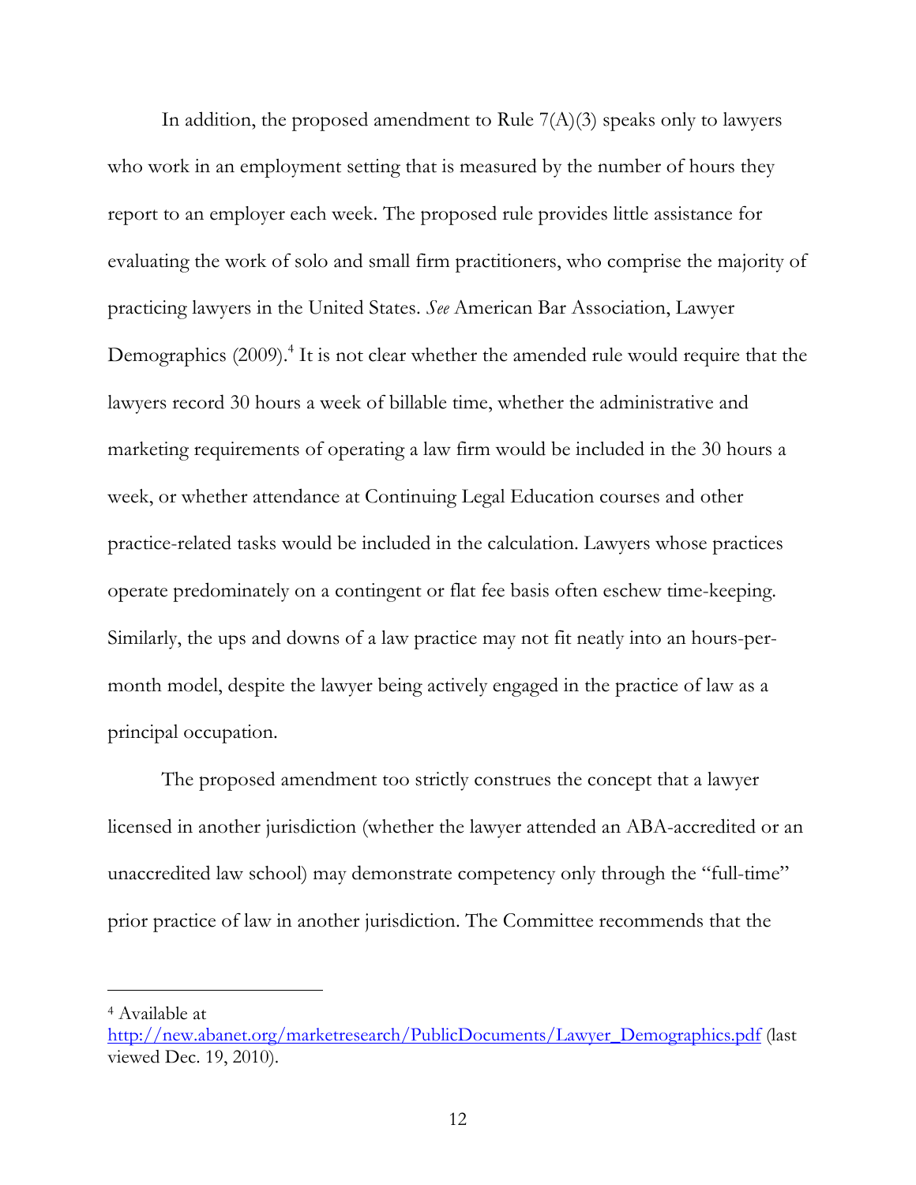In addition, the proposed amendment to Rule 7(A)(3) speaks only to lawyers who work in an employment setting that is measured by the number of hours they report to an employer each week. The proposed rule provides little assistance for evaluating the work of solo and small firm practitioners, who comprise the majority of practicing lawyers in the United States. *See* American Bar Association, Lawyer Demographics (2009).[4] It is not clear whether the amended rule would require that the lawyers record 30 hours a week of billable time, whether the administrative and marketing requirements of operating a law firm would be included in the 30 hours a week, or whether attendance at Continuing Legal Education courses and other practice-related tasks would be included in the calculation. Lawyers whose practices operate predominately on a contingent or flat fee basis often eschew time-keeping. Similarly, the ups and downs of a law practice may not fit neatly into an hours-per-month model, despite the lawyer being actively engaged in the practice of law as a principal occupation.

The proposed amendment too strictly construes the concept that a lawyer licensed in another jurisdiction (whether the lawyer attended an ABA-accredited or an unaccredited law school) may demonstrate competency only through the "full-time" prior practice of law in another jurisdiction. The Committee recommends that the

---

[4] Available at http://new.abanet.org/marketresearch/PublicDocuments/Lawyer_Demographics.pdf (last viewed Dec. 19, 2010).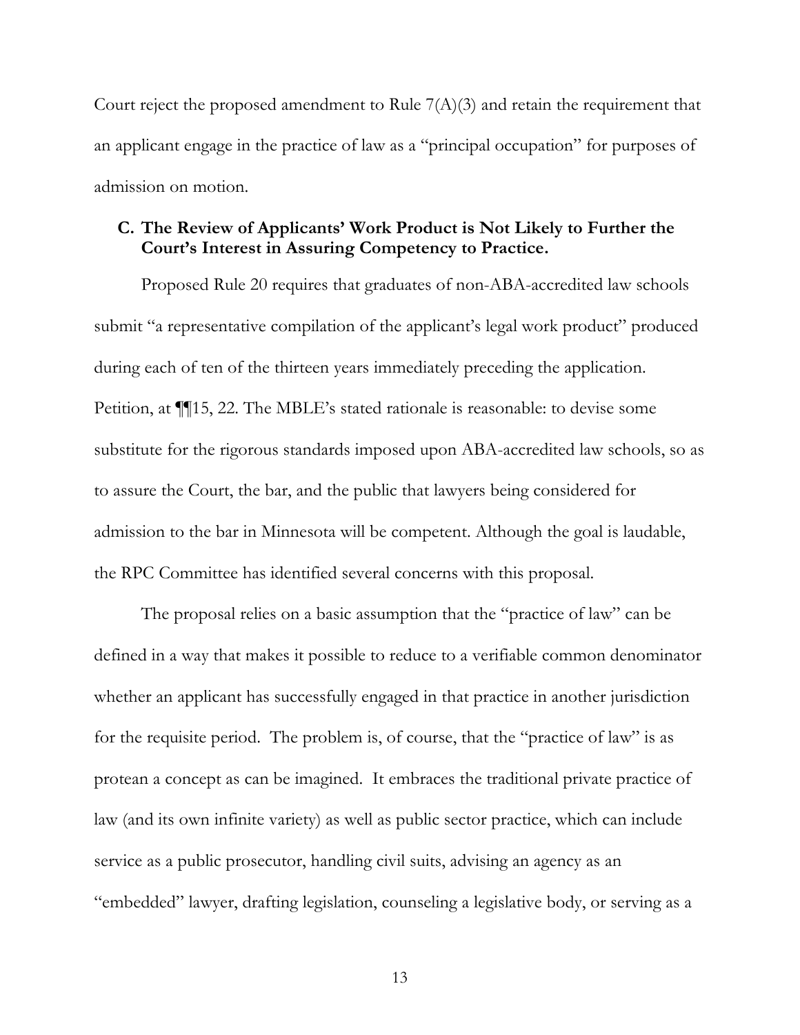Court reject the proposed amendment to Rule 7(A)(3) and retain the requirement that an applicant engage in the practice of law as a "principal occupation" for purposes of admission on motion.

### C. The Review of Applicants' Work Product is Not Likely to Further the Court's Interest in Assuring Competency to Practice.

Proposed Rule 20 requires that graduates of non-ABA-accredited law schools submit "a representative compilation of the applicant's legal work product" produced during each of ten of the thirteen years immediately preceding the application. Petition, at ¶¶15, 22. The MBLE's stated rationale is reasonable: to devise some substitute for the rigorous standards imposed upon ABA-accredited law schools, so as to assure the Court, the bar, and the public that lawyers being considered for admission to the bar in Minnesota will be competent. Although the goal is laudable, the RPC Committee has identified several concerns with this proposal.

The proposal relies on a basic assumption that the "practice of law" can be defined in a way that makes it possible to reduce to a verifiable common denominator whether an applicant has successfully engaged in that practice in another jurisdiction for the requisite period. The problem is, of course, that the "practice of law" is as protean a concept as can be imagined. It embraces the traditional private practice of law (and its own infinite variety) as well as public sector practice, which can include service as a public prosecutor, handling civil suits, advising an agency as an "embedded" lawyer, drafting legislation, counseling a legislative body, or serving as a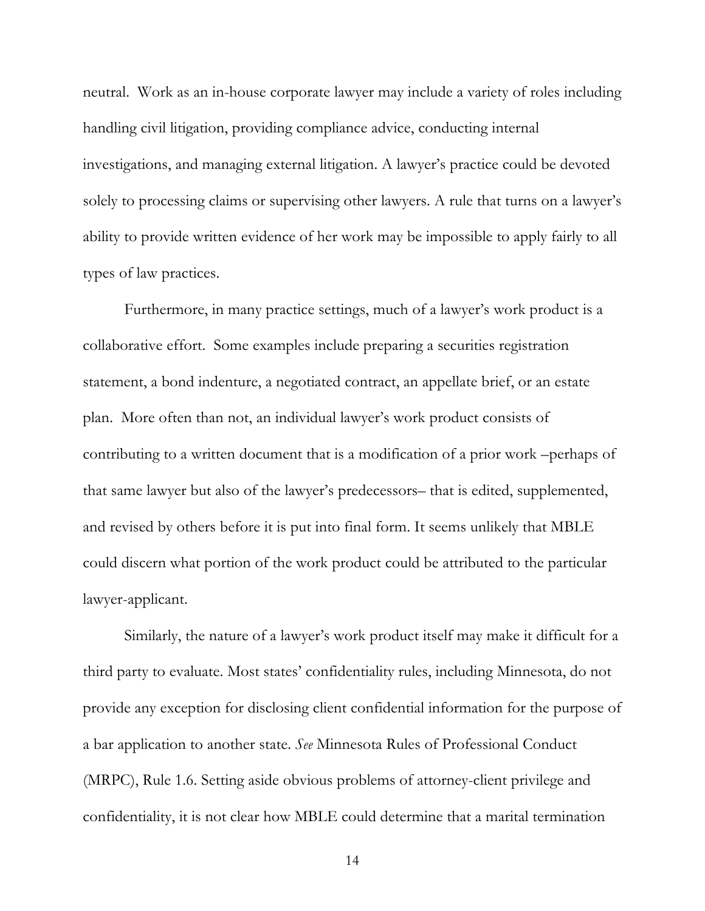neutral. Work as an in-house corporate lawyer may include a variety of roles including handling civil litigation, providing compliance advice, conducting internal investigations, and managing external litigation. A lawyer's practice could be devoted solely to processing claims or supervising other lawyers. A rule that turns on a lawyer's ability to provide written evidence of her work may be impossible to apply fairly to all types of law practices.

Furthermore, in many practice settings, much of a lawyer's work product is a collaborative effort. Some examples include preparing a securities registration statement, a bond indenture, a negotiated contract, an appellate brief, or an estate plan. More often than not, an individual lawyer's work product consists of contributing to a written document that is a modification of a prior work –perhaps of that same lawyer but also of the lawyer's predecessors– that is edited, supplemented, and revised by others before it is put into final form. It seems unlikely that MBLE could discern what portion of the work product could be attributed to the particular lawyer-applicant.

Similarly, the nature of a lawyer's work product itself may make it difficult for a third party to evaluate. Most states' confidentiality rules, including Minnesota, do not provide any exception for disclosing client confidential information for the purpose of a bar application to another state. *See* Minnesota Rules of Professional Conduct (MRPC), Rule 1.6. Setting aside obvious problems of attorney-client privilege and confidentiality, it is not clear how MBLE could determine that a marital termination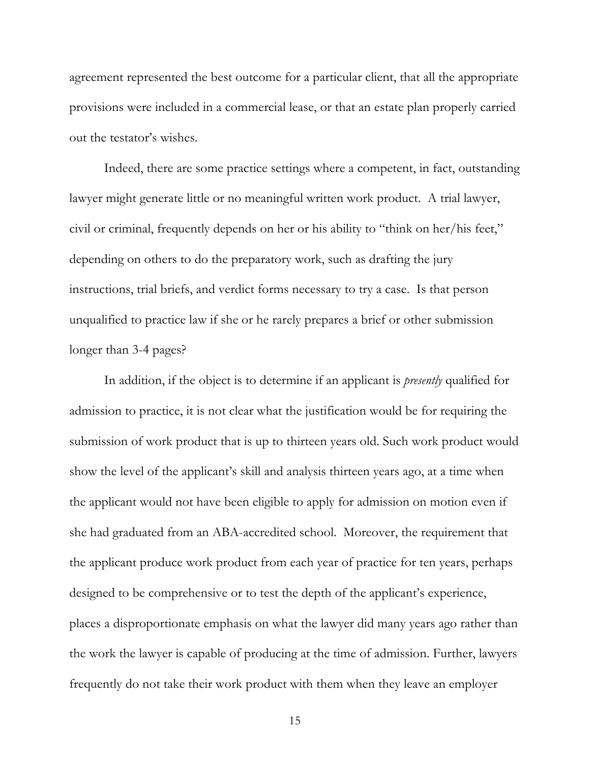agreement represented the best outcome for a particular client, that all the appropriate provisions were included in a commercial lease, or that an estate plan properly carried out the testator's wishes.

Indeed, there are some practice settings where a competent, in fact, outstanding lawyer might generate little or no meaningful written work product. A trial lawyer, civil or criminal, frequently depends on her or his ability to "think on her/his feet," depending on others to do the preparatory work, such as drafting the jury instructions, trial briefs, and verdict forms necessary to try a case. Is that person unqualified to practice law if she or he rarely prepares a brief or other submission longer than 3-4 pages?

In addition, if the object is to determine if an applicant is *presently* qualified for admission to practice, it is not clear what the justification would be for requiring the submission of work product that is up to thirteen years old. Such work product would show the level of the applicant's skill and analysis thirteen years ago, at a time when the applicant would not have been eligible to apply for admission on motion even if she had graduated from an ABA-accredited school. Moreover, the requirement that the applicant produce work product from each year of practice for ten years, perhaps designed to be comprehensive or to test the depth of the applicant's experience, places a disproportionate emphasis on what the lawyer did many years ago rather than the work the lawyer is capable of producing at the time of admission. Further, lawyers frequently do not take their work product with them when they leave an employer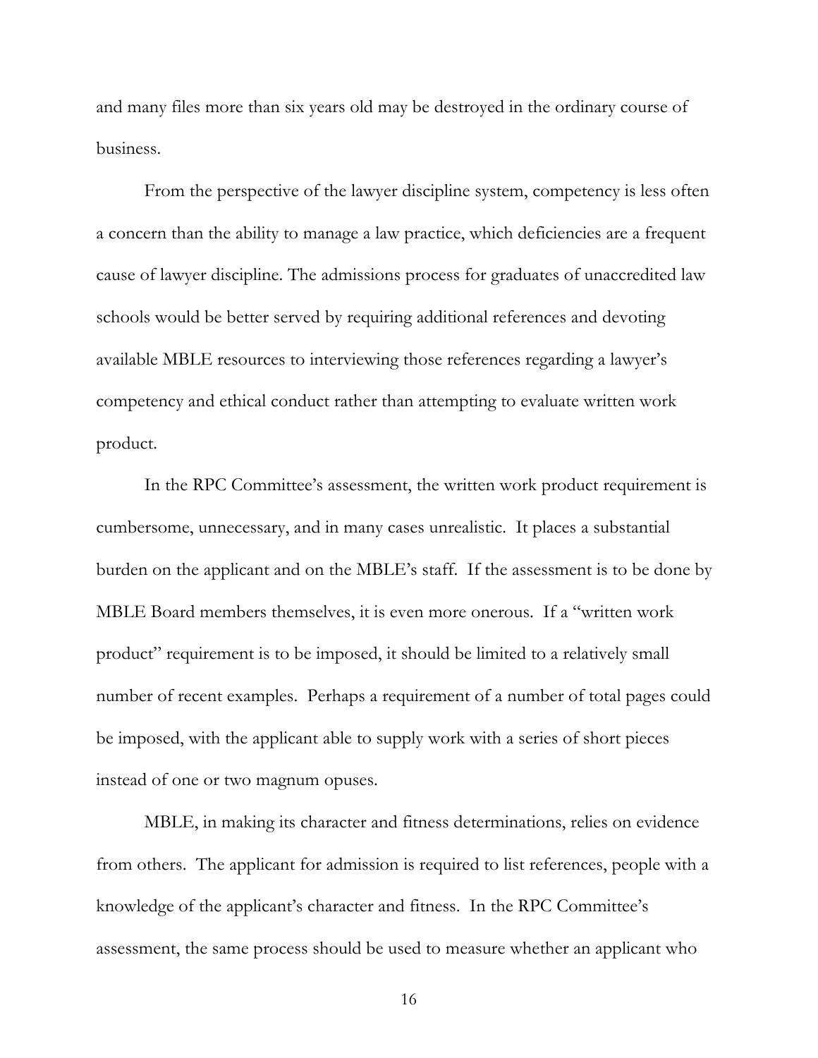and many files more than six years old may be destroyed in the ordinary course of business.

From the perspective of the lawyer discipline system, competency is less often a concern than the ability to manage a law practice, which deficiencies are a frequent cause of lawyer discipline. The admissions process for graduates of unaccredited law schools would be better served by requiring additional references and devoting available MBLE resources to interviewing those references regarding a lawyer's competency and ethical conduct rather than attempting to evaluate written work product.

In the RPC Committee's assessment, the written work product requirement is cumbersome, unnecessary, and in many cases unrealistic. It places a substantial burden on the applicant and on the MBLE's staff. If the assessment is to be done by MBLE Board members themselves, it is even more onerous. If a "written work product" requirement is to be imposed, it should be limited to a relatively small number of recent examples. Perhaps a requirement of a number of total pages could be imposed, with the applicant able to supply work with a series of short pieces instead of one or two magnum opuses.

MBLE, in making its character and fitness determinations, relies on evidence from others. The applicant for admission is required to list references, people with a knowledge of the applicant's character and fitness. In the RPC Committee's assessment, the same process should be used to measure whether an applicant who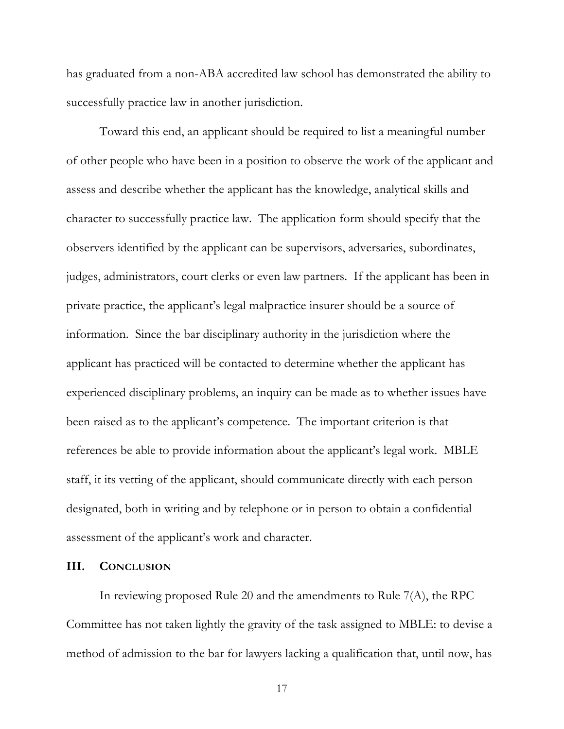has graduated from a non-ABA accredited law school has demonstrated the ability to successfully practice law in another jurisdiction.

Toward this end, an applicant should be required to list a meaningful number of other people who have been in a position to observe the work of the applicant and assess and describe whether the applicant has the knowledge, analytical skills and character to successfully practice law. The application form should specify that the observers identified by the applicant can be supervisors, adversaries, subordinates, judges, administrators, court clerks or even law partners. If the applicant has been in private practice, the applicant's legal malpractice insurer should be a source of information. Since the bar disciplinary authority in the jurisdiction where the applicant has practiced will be contacted to determine whether the applicant has experienced disciplinary problems, an inquiry can be made as to whether issues have been raised as to the applicant's competence. The important criterion is that references be able to provide information about the applicant's legal work. MBLE staff, it its vetting of the applicant, should communicate directly with each person designated, both in writing and by telephone or in person to obtain a confidential assessment of the applicant's work and character.

## III. CONCLUSION

In reviewing proposed Rule 20 and the amendments to Rule 7(A), the RPC Committee has not taken lightly the gravity of the task assigned to MBLE: to devise a method of admission to the bar for lawyers lacking a qualification that, until now, has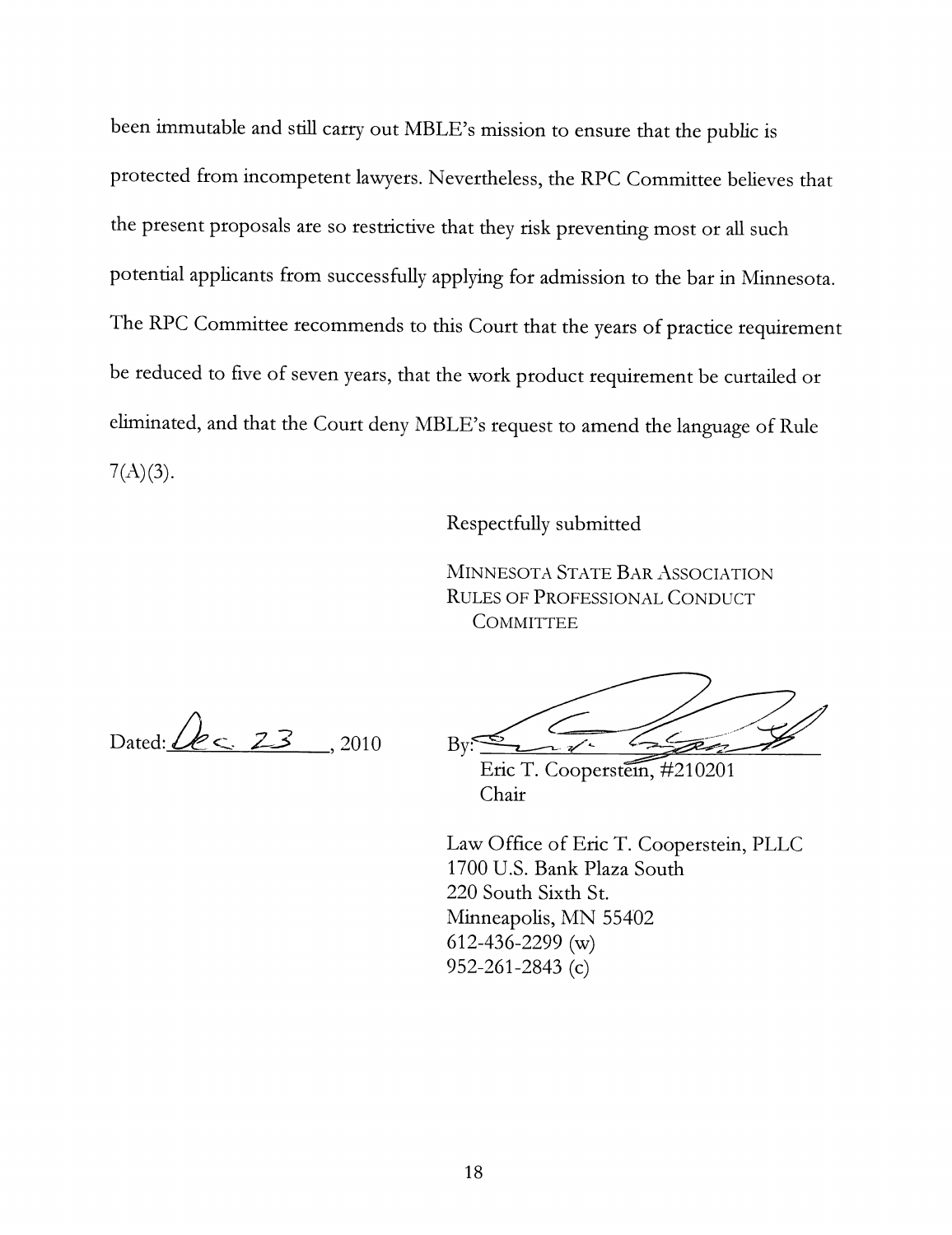been immutable and still carry out MBLE's mission to ensure that the public is protected from incompetent lawyers. Nevertheless, the RPC Committee believes that the present proposals are so restrictive that they risk preventing most or all such potential applicants from successfully applying for admission to the bar in Minnesota. The RPC Committee recommends to this Court that the years of practice requirement be reduced to five of seven years, that the work product requirement be curtailed or eliminated, and that the Court deny MBLE's request to amend the language of Rule 7(A)(3).

Respectfully submitted

MINNESOTA STATE BAR ASSOCIATION
RULES OF PROFESSIONAL CONDUCT
COMMITTEE

Dated: Dec. 23, 2010

By: ______________________
Eric T. Cooperstein, #210201
Chair

Law Office of Eric T. Cooperstein, PLLC
1700 U.S. Bank Plaza South
220 South Sixth St.
Minneapolis, MN 55402
612-436-2299 (w)
952-261-2843 (c)